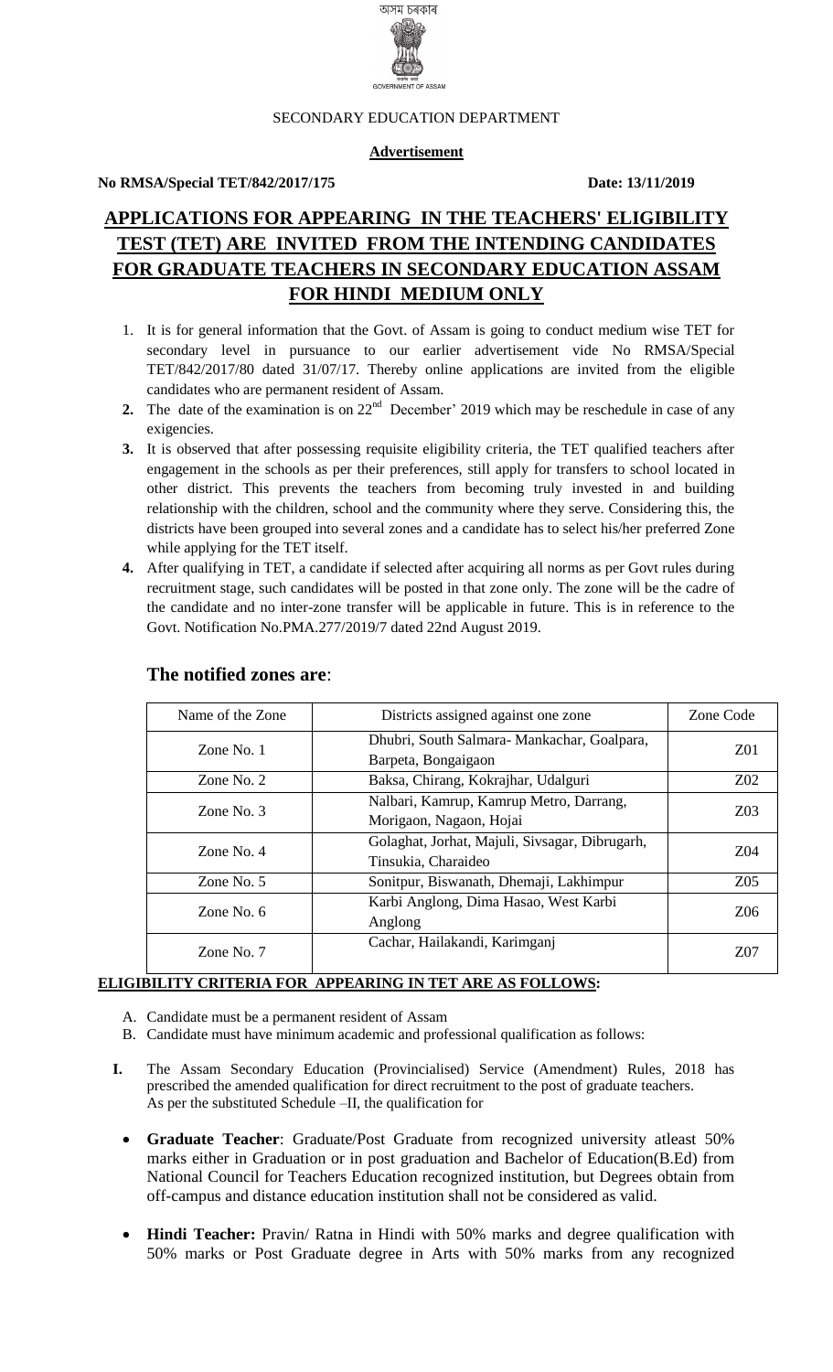অসম চৰকাৰ

GOVERNMENT OF ASSAM

SECONDARY EDUCATION DEPARTMENT

**Advertisement**

**No RMSA/Special TET/842/2017/175** **Date: 13/11/2019**

# APPLICATIONS FOR APPEARING IN THE TEACHERS' ELIGIBILITY TEST (TET) ARE INVITED FROM THE INTENDING CANDIDATES FOR GRADUATE TEACHERS IN SECONDARY EDUCATION ASSAM FOR HINDI MEDIUM ONLY

1. It is for general information that the Govt. of Assam is going to conduct medium wise TET for secondary level in pursuance to our earlier advertisement vide No RMSA/Special TET/842/2017/80 dated 31/07/17. Thereby online applications are invited from the eligible candidates who are permanent resident of Assam.
2. The date of the examination is on 22nd December' 2019 which may be reschedule in case of any exigencies.
3. It is observed that after possessing requisite eligibility criteria, the TET qualified teachers after engagement in the schools as per their preferences, still apply for transfers to school located in other district. This prevents the teachers from becoming truly invested in and building relationship with the children, school and the community where they serve. Considering this, the districts have been grouped into several zones and a candidate has to select his/her preferred Zone while applying for the TET itself.
4. After qualifying in TET, a candidate if selected after acquiring all norms as per Govt rules during recruitment stage, such candidates will be posted in that zone only. The zone will be the cadre of the candidate and no inter-zone transfer will be applicable in future. This is in reference to the Govt. Notification No.PMA.277/2019/7 dated 22nd August 2019.

## The notified zones are:

| Name of the Zone | Districts assigned against one zone | Zone Code |
|---|---|---|
| Zone No. 1 | Dhubri, South Salmara- Mankachar, Goalpara, Barpeta, Bongaigaon | Z01 |
| Zone No. 2 | Baksa, Chirang, Kokrajhar, Udalguri | Z02 |
| Zone No. 3 | Nalbari, Kamrup, Kamrup Metro, Darrang, Morigaon, Nagaon, Hojai | Z03 |
| Zone No. 4 | Golaghat, Jorhat, Majuli, Sivsagar, Dibrugarh, Tinsukia, Charaideo | Z04 |
| Zone No. 5 | Sonitpur, Biswanath, Dhemaji, Lakhimpur | Z05 |
| Zone No. 6 | Karbi Anglong, Dima Hasao, West Karbi Anglong | Z06 |
| Zone No. 7 | Cachar, Hailakandi, Karimganj | Z07 |

**ELIGIBILITY CRITERIA FOR APPEARING IN TET ARE AS FOLLOWS:**

A. Candidate must be a permanent resident of Assam
B. Candidate must have minimum academic and professional qualification as follows:

**I.** The Assam Secondary Education (Provincialised) Service (Amendment) Rules, 2018 has prescribed the amended qualification for direct recruitment to the post of graduate teachers. As per the substituted Schedule –II, the qualification for

- **Graduate Teacher**: Graduate/Post Graduate from recognized university atleast 50% marks either in Graduation or in post graduation and Bachelor of Education(B.Ed) from National Council for Teachers Education recognized institution, but Degrees obtain from off-campus and distance education institution shall not be considered as valid.
- **Hindi Teacher:** Pravin/ Ratna in Hindi with 50% marks and degree qualification with 50% marks or Post Graduate degree in Arts with 50% marks from any recognized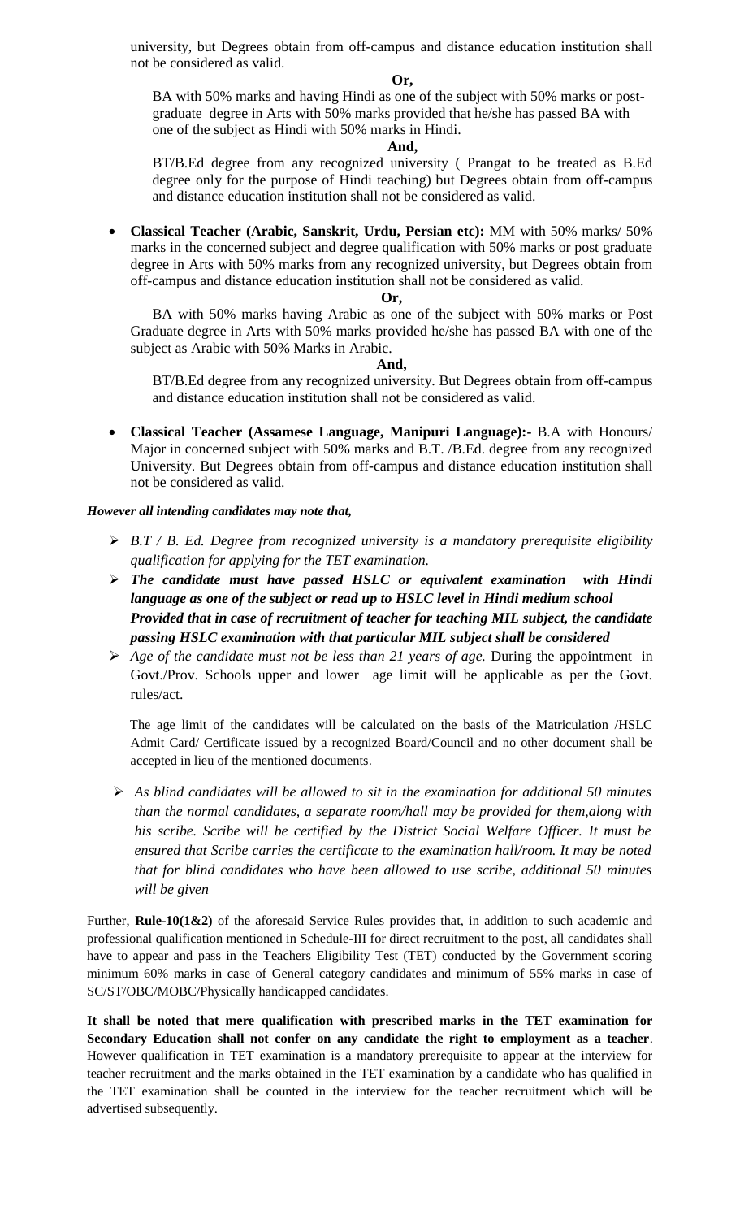university, but Degrees obtain from off-campus and distance education institution shall not be considered as valid.

**Or,**

BA with 50% marks and having Hindi as one of the subject with 50% marks or post-graduate degree in Arts with 50% marks provided that he/she has passed BA with one of the subject as Hindi with 50% marks in Hindi.

**And,**

BT/B.Ed degree from any recognized university ( Prangat to be treated as B.Ed degree only for the purpose of Hindi teaching) but Degrees obtain from off-campus and distance education institution shall not be considered as valid.

- **Classical Teacher (Arabic, Sanskrit, Urdu, Persian etc):** MM with 50% marks/ 50% marks in the concerned subject and degree qualification with 50% marks or post graduate degree in Arts with 50% marks from any recognized university, but Degrees obtain from off-campus and distance education institution shall not be considered as valid.

  **Or,**

  BA with 50% marks having Arabic as one of the subject with 50% marks or Post Graduate degree in Arts with 50% marks provided he/she has passed BA with one of the subject as Arabic with 50% Marks in Arabic.

  **And,**

  BT/B.Ed degree from any recognized university. But Degrees obtain from off-campus and distance education institution shall not be considered as valid.

- **Classical Teacher (Assamese Language, Manipuri Language):-** B.A with Honours/ Major in concerned subject with 50% marks and B.T. /B.Ed. degree from any recognized University. But Degrees obtain from off-campus and distance education institution shall not be considered as valid.

***However all intending candidates may note that,***

- *B.T / B. Ed. Degree from recognized university is a mandatory prerequisite eligibility qualification for applying for the TET examination.*
- ***The candidate must have passed HSLC or equivalent examination with Hindi language as one of the subject or read up to HSLC level in Hindi medium school Provided that in case of recruitment of teacher for teaching MIL subject, the candidate passing HSLC examination with that particular MIL subject shall be considered***
- *Age of the candidate must not be less than 21 years of age.* During the appointment in Govt./Prov. Schools upper and lower age limit will be applicable as per the Govt. rules/act.

  The age limit of the candidates will be calculated on the basis of the Matriculation /HSLC Admit Card/ Certificate issued by a recognized Board/Council and no other document shall be accepted in lieu of the mentioned documents.

- *As blind candidates will be allowed to sit in the examination for additional 50 minutes than the normal candidates, a separate room/hall may be provided for them,along with his scribe. Scribe will be certified by the District Social Welfare Officer. It must be ensured that Scribe carries the certificate to the examination hall/room. It may be noted that for blind candidates who have been allowed to use scribe, additional 50 minutes will be given*

Further, **Rule-10(1&2)** of the aforesaid Service Rules provides that, in addition to such academic and professional qualification mentioned in Schedule-III for direct recruitment to the post, all candidates shall have to appear and pass in the Teachers Eligibility Test (TET) conducted by the Government scoring minimum 60% marks in case of General category candidates and minimum of 55% marks in case of SC/ST/OBC/MOBC/Physically handicapped candidates.

**It shall be noted that mere qualification with prescribed marks in the TET examination for Secondary Education shall not confer on any candidate the right to employment as a teacher**. However qualification in TET examination is a mandatory prerequisite to appear at the interview for teacher recruitment and the marks obtained in the TET examination by a candidate who has qualified in the TET examination shall be counted in the interview for the teacher recruitment which will be advertised subsequently.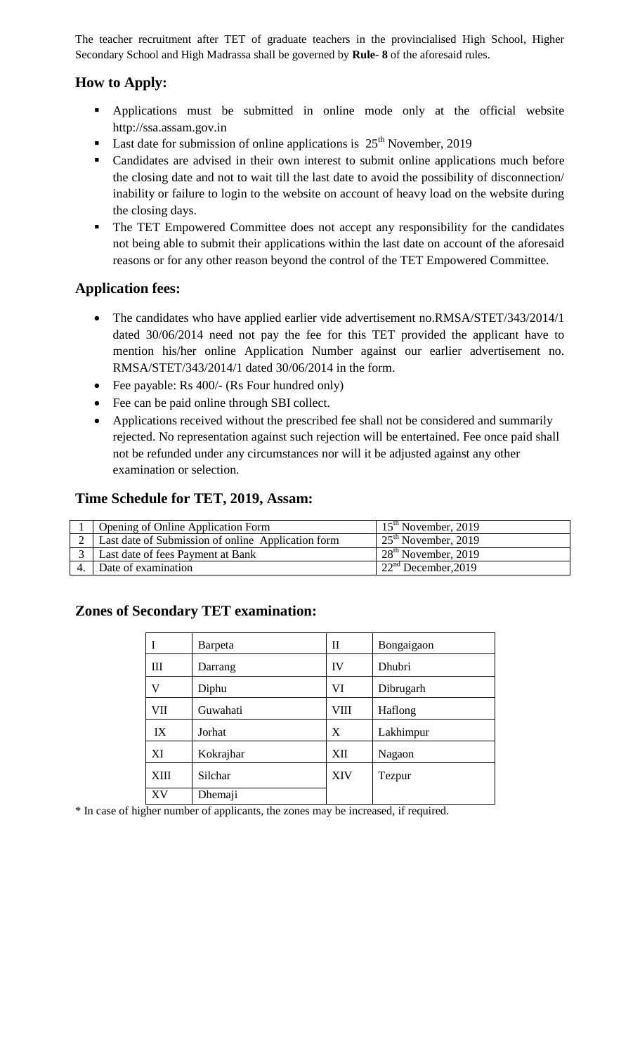The teacher recruitment after TET of graduate teachers in the provincialised High School, Higher Secondary School and High Madrassa shall be governed by **Rule- 8** of the aforesaid rules.

## How to Apply:

- Applications must be submitted in online mode only at the official website http://ssa.assam.gov.in
- Last date for submission of online applications is 25th November, 2019
- Candidates are advised in their own interest to submit online applications much before the closing date and not to wait till the last date to avoid the possibility of disconnection/ inability or failure to login to the website on account of heavy load on the website during the closing days.
- The TET Empowered Committee does not accept any responsibility for the candidates not being able to submit their applications within the last date on account of the aforesaid reasons or for any other reason beyond the control of the TET Empowered Committee.

## Application fees:

- The candidates who have applied earlier vide advertisement no.RMSA/STET/343/2014/1 dated 30/06/2014 need not pay the fee for this TET provided the applicant have to mention his/her online Application Number against our earlier advertisement no. RMSA/STET/343/2014/1 dated 30/06/2014 in the form.
- Fee payable: Rs 400/- (Rs Four hundred only)
- Fee can be paid online through SBI collect.
- Applications received without the prescribed fee shall not be considered and summarily rejected. No representation against such rejection will be entertained. Fee once paid shall not be refunded under any circumstances nor will it be adjusted against any other examination or selection.

## Time Schedule for TET, 2019, Assam:

| | | |
|---|---|---|
| 1 | Opening of Online Application Form | 15th November, 2019 |
| 2 | Last date of Submission of online Application form | 25th November, 2019 |
| 3 | Last date of fees Payment at Bank | 28th November, 2019 |
| 4. | Date of examination | 22nd December,2019 |

## Zones of Secondary TET examination:

| | | | |
|---|---|---|---|
| I | Barpeta | II | Bongaigaon |
| III | Darrang | IV | Dhubri |
| V | Diphu | VI | Dibrugarh |
| VII | Guwahati | VIII | Haflong |
| IX | Jorhat | X | Lakhimpur |
| XI | Kokrajhar | XII | Nagaon |
| XIII | Silchar | XIV | Tezpur |
| XV | Dhemaji | | |

* In case of higher number of applicants, the zones may be increased, if required.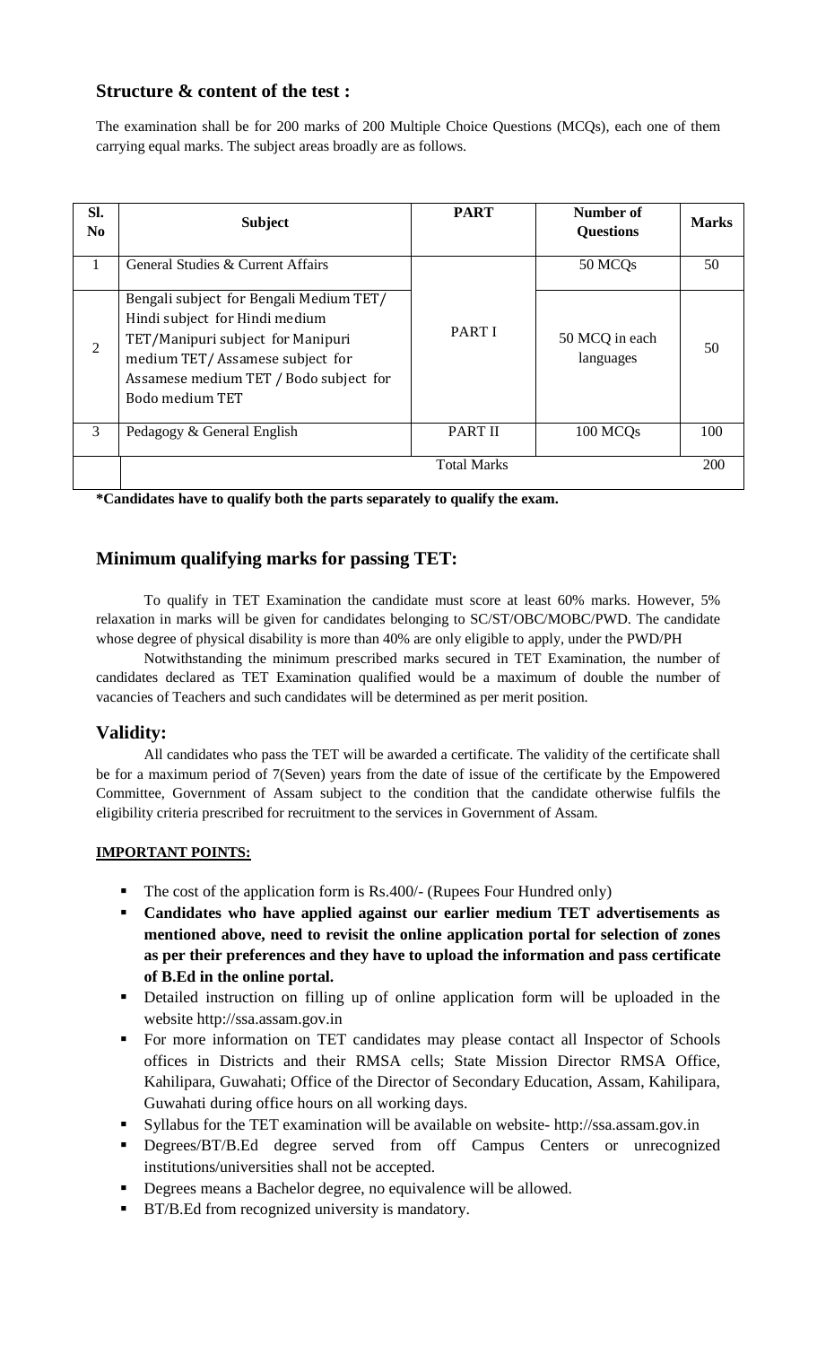## Structure & content of the test :

The examination shall be for 200 marks of 200 Multiple Choice Questions (MCQs), each one of them carrying equal marks. The subject areas broadly are as follows.

| Sl. No | Subject | PART | Number of Questions | Marks |
|---|---|---|---|---|
| 1 | General Studies & Current Affairs | PART I | 50 MCQs | 50 |
| 2 | Bengali subject for Bengali Medium TET/ Hindi subject for Hindi medium TET/Manipuri subject for Manipuri medium TET/ Assamese subject for Assamese medium TET / Bodo subject for Bodo medium TET | | 50 MCQ in each languages | 50 |
| 3 | Pedagogy & General English | PART II | 100 MCQs | 100 |
| | Total Marks | | | 200 |

**\*Candidates have to qualify both the parts separately to qualify the exam.**

## Minimum qualifying marks for passing TET:

To qualify in TET Examination the candidate must score at least 60% marks. However, 5% relaxation in marks will be given for candidates belonging to SC/ST/OBC/MOBC/PWD. The candidate whose degree of physical disability is more than 40% are only eligible to apply, under the PWD/PH

Notwithstanding the minimum prescribed marks secured in TET Examination, the number of candidates declared as TET Examination qualified would be a maximum of double the number of vacancies of Teachers and such candidates will be determined as per merit position.

## Validity:

All candidates who pass the TET will be awarded a certificate. The validity of the certificate shall be for a maximum period of 7(Seven) years from the date of issue of the certificate by the Empowered Committee, Government of Assam subject to the condition that the candidate otherwise fulfils the eligibility criteria prescribed for recruitment to the services in Government of Assam.

**IMPORTANT POINTS:**

- The cost of the application form is Rs.400/- (Rupees Four Hundred only)
- **Candidates who have applied against our earlier medium TET advertisements as mentioned above, need to revisit the online application portal for selection of zones as per their preferences and they have to upload the information and pass certificate of B.Ed in the online portal.**
- Detailed instruction on filling up of online application form will be uploaded in the website http://ssa.assam.gov.in
- For more information on TET candidates may please contact all Inspector of Schools offices in Districts and their RMSA cells; State Mission Director RMSA Office, Kahilipara, Guwahati; Office of the Director of Secondary Education, Assam, Kahilipara, Guwahati during office hours on all working days.
- Syllabus for the TET examination will be available on website- http://ssa.assam.gov.in
- Degrees/BT/B.Ed degree served from off Campus Centers or unrecognized institutions/universities shall not be accepted.
- Degrees means a Bachelor degree, no equivalence will be allowed.
- BT/B.Ed from recognized university is mandatory.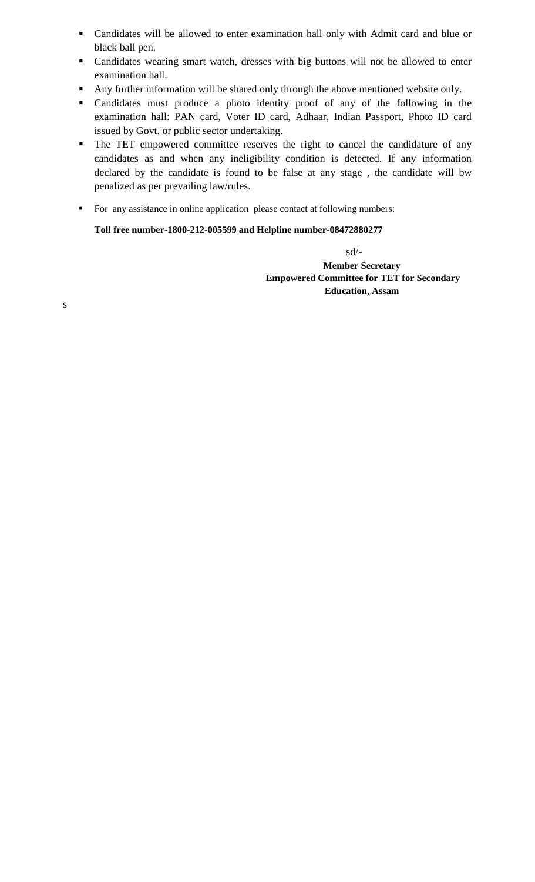- Candidates will be allowed to enter examination hall only with Admit card and blue or black ball pen.
- Candidates wearing smart watch, dresses with big buttons will not be allowed to enter examination hall.
- Any further information will be shared only through the above mentioned website only.
- Candidates must produce a photo identity proof of any of the following in the examination hall: PAN card, Voter ID card, Adhaar, Indian Passport, Photo ID card issued by Govt. or public sector undertaking.
- The TET empowered committee reserves the right to cancel the candidature of any candidates as and when any ineligibility condition is detected. If any information declared by the candidate is found to be false at any stage , the candidate will bw penalized as per prevailing law/rules.

- For any assistance in online application please contact at following numbers:

**Toll free number-1800-212-005599 and Helpline number-08472880277**

sd/-

**Member Secretary**
**Empowered Committee for TET for Secondary Education, Assam**

s